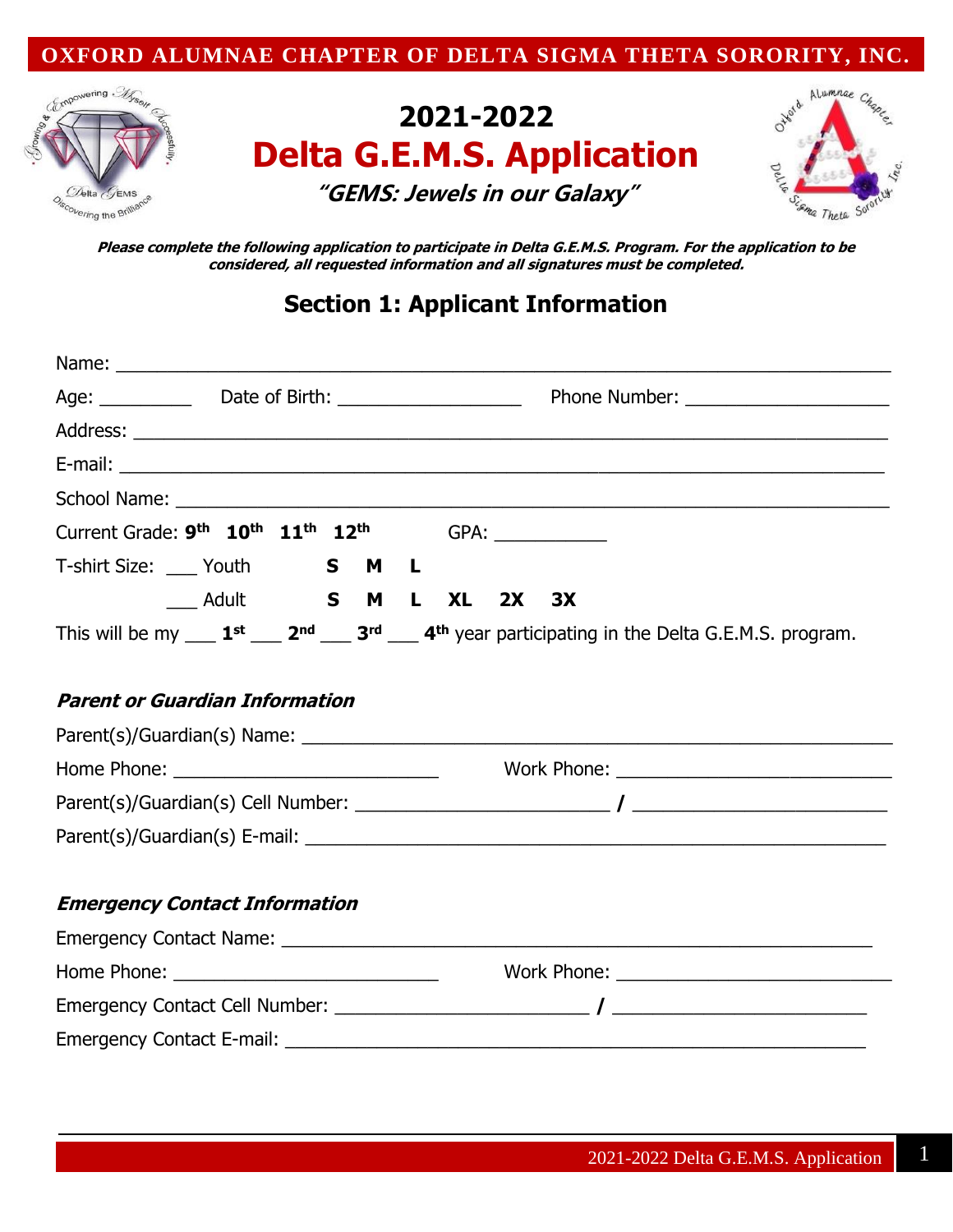**OXFORD ALUMNAE CHAPTER OF DELTA SIGMA THETA SORORITY, INC.**

# 2021-2022
# Delta G.E.M.S. Application

***"GEMS: Jewels in our Galaxy"***

***Please complete the following application to participate in Delta G.E.M.S. Program. For the application to be considered, all requested information and all signatures must be completed.***

## Section 1: Applicant Information

Name: ______________________________________________________________________

Age: _________ Date of Birth: __________________ Phone Number: ____________________

Address: ____________________________________________________________________

E-mail: _____________________________________________________________________

School Name: ________________________________________________________________

Current Grade: **9th 10th 11th 12th** GPA: ___________

T-shirt Size: ___ Youth **S M L**

___ Adult **S M L XL 2X 3X**

This will be my ___ **1st** ___ **2nd** ___ **3rd** ___ **4th** year participating in the Delta G.E.M.S. program.

### *Parent or Guardian Information*

Parent(s)/Guardian(s) Name: ____________________________________________________

Home Phone: __________________________ Work Phone: ___________________________

Parent(s)/Guardian(s) Cell Number: _________________________ **/** _________________________

Parent(s)/Guardian(s) E-mail: ___________________________________________________

### *Emergency Contact Information*

Emergency Contact Name: ______________________________________________________

Home Phone: __________________________ Work Phone: ___________________________

Emergency Contact Cell Number: _________________________ **/** _________________________

Emergency Contact E-mail: _____________________________________________________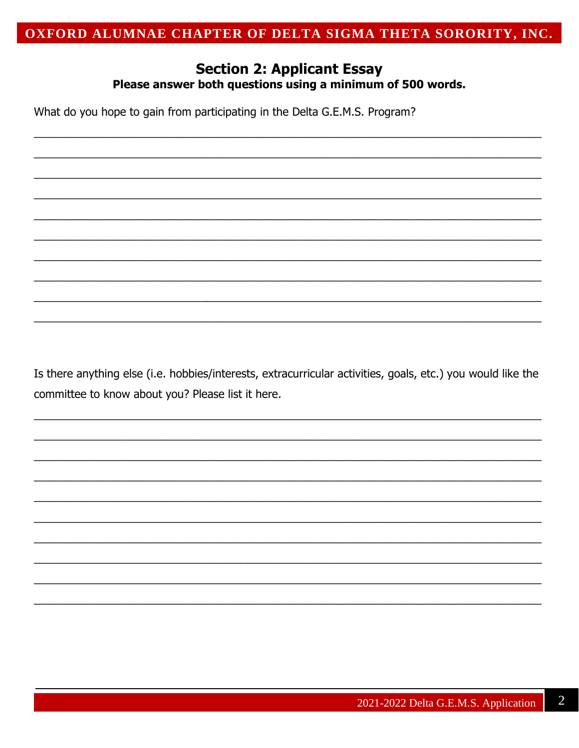## Section 2: Applicant Essay

**Please answer both questions using a minimum of 500 words.**

What do you hope to gain from participating in the Delta G.E.M.S. Program?

\_\_\_\_\_\_\_\_\_\_\_\_\_\_\_\_\_\_\_\_\_\_\_\_\_\_\_\_\_\_\_\_\_\_\_\_\_\_\_\_\_\_\_\_\_\_\_\_\_\_\_\_\_\_\_\_\_\_\_\_\_\_\_\_\_\_\_\_\_\_\_\_\_\_\_\_\_\_

\_\_\_\_\_\_\_\_\_\_\_\_\_\_\_\_\_\_\_\_\_\_\_\_\_\_\_\_\_\_\_\_\_\_\_\_\_\_\_\_\_\_\_\_\_\_\_\_\_\_\_\_\_\_\_\_\_\_\_\_\_\_\_\_\_\_\_\_\_\_\_\_\_\_\_\_\_\_

\_\_\_\_\_\_\_\_\_\_\_\_\_\_\_\_\_\_\_\_\_\_\_\_\_\_\_\_\_\_\_\_\_\_\_\_\_\_\_\_\_\_\_\_\_\_\_\_\_\_\_\_\_\_\_\_\_\_\_\_\_\_\_\_\_\_\_\_\_\_\_\_\_\_\_\_\_\_

\_\_\_\_\_\_\_\_\_\_\_\_\_\_\_\_\_\_\_\_\_\_\_\_\_\_\_\_\_\_\_\_\_\_\_\_\_\_\_\_\_\_\_\_\_\_\_\_\_\_\_\_\_\_\_\_\_\_\_\_\_\_\_\_\_\_\_\_\_\_\_\_\_\_\_\_\_\_

\_\_\_\_\_\_\_\_\_\_\_\_\_\_\_\_\_\_\_\_\_\_\_\_\_\_\_\_\_\_\_\_\_\_\_\_\_\_\_\_\_\_\_\_\_\_\_\_\_\_\_\_\_\_\_\_\_\_\_\_\_\_\_\_\_\_\_\_\_\_\_\_\_\_\_\_\_\_

\_\_\_\_\_\_\_\_\_\_\_\_\_\_\_\_\_\_\_\_\_\_\_\_\_\_\_\_\_\_\_\_\_\_\_\_\_\_\_\_\_\_\_\_\_\_\_\_\_\_\_\_\_\_\_\_\_\_\_\_\_\_\_\_\_\_\_\_\_\_\_\_\_\_\_\_\_\_

\_\_\_\_\_\_\_\_\_\_\_\_\_\_\_\_\_\_\_\_\_\_\_\_\_\_\_\_\_\_\_\_\_\_\_\_\_\_\_\_\_\_\_\_\_\_\_\_\_\_\_\_\_\_\_\_\_\_\_\_\_\_\_\_\_\_\_\_\_\_\_\_\_\_\_\_\_\_

\_\_\_\_\_\_\_\_\_\_\_\_\_\_\_\_\_\_\_\_\_\_\_\_\_\_\_\_\_\_\_\_\_\_\_\_\_\_\_\_\_\_\_\_\_\_\_\_\_\_\_\_\_\_\_\_\_\_\_\_\_\_\_\_\_\_\_\_\_\_\_\_\_\_\_\_\_\_

\_\_\_\_\_\_\_\_\_\_\_\_\_\_\_\_\_\_\_\_\_\_\_\_\_\_\_\_\_\_\_\_\_\_\_\_\_\_\_\_\_\_\_\_\_\_\_\_\_\_\_\_\_\_\_\_\_\_\_\_\_\_\_\_\_\_\_\_\_\_\_\_\_\_\_\_\_\_

\_\_\_\_\_\_\_\_\_\_\_\_\_\_\_\_\_\_\_\_\_\_\_\_\_\_\_\_\_\_\_\_\_\_\_\_\_\_\_\_\_\_\_\_\_\_\_\_\_\_\_\_\_\_\_\_\_\_\_\_\_\_\_\_\_\_\_\_\_\_\_\_\_\_\_\_\_\_

Is there anything else (i.e. hobbies/interests, extracurricular activities, goals, etc.) you would like the committee to know about you? Please list it here.

\_\_\_\_\_\_\_\_\_\_\_\_\_\_\_\_\_\_\_\_\_\_\_\_\_\_\_\_\_\_\_\_\_\_\_\_\_\_\_\_\_\_\_\_\_\_\_\_\_\_\_\_\_\_\_\_\_\_\_\_\_\_\_\_\_\_\_\_\_\_\_\_\_\_\_\_\_\_

\_\_\_\_\_\_\_\_\_\_\_\_\_\_\_\_\_\_\_\_\_\_\_\_\_\_\_\_\_\_\_\_\_\_\_\_\_\_\_\_\_\_\_\_\_\_\_\_\_\_\_\_\_\_\_\_\_\_\_\_\_\_\_\_\_\_\_\_\_\_\_\_\_\_\_\_\_\_

\_\_\_\_\_\_\_\_\_\_\_\_\_\_\_\_\_\_\_\_\_\_\_\_\_\_\_\_\_\_\_\_\_\_\_\_\_\_\_\_\_\_\_\_\_\_\_\_\_\_\_\_\_\_\_\_\_\_\_\_\_\_\_\_\_\_\_\_\_\_\_\_\_\_\_\_\_\_

\_\_\_\_\_\_\_\_\_\_\_\_\_\_\_\_\_\_\_\_\_\_\_\_\_\_\_\_\_\_\_\_\_\_\_\_\_\_\_\_\_\_\_\_\_\_\_\_\_\_\_\_\_\_\_\_\_\_\_\_\_\_\_\_\_\_\_\_\_\_\_\_\_\_\_\_\_\_

\_\_\_\_\_\_\_\_\_\_\_\_\_\_\_\_\_\_\_\_\_\_\_\_\_\_\_\_\_\_\_\_\_\_\_\_\_\_\_\_\_\_\_\_\_\_\_\_\_\_\_\_\_\_\_\_\_\_\_\_\_\_\_\_\_\_\_\_\_\_\_\_\_\_\_\_\_\_

\_\_\_\_\_\_\_\_\_\_\_\_\_\_\_\_\_\_\_\_\_\_\_\_\_\_\_\_\_\_\_\_\_\_\_\_\_\_\_\_\_\_\_\_\_\_\_\_\_\_\_\_\_\_\_\_\_\_\_\_\_\_\_\_\_\_\_\_\_\_\_\_\_\_\_\_\_\_

\_\_\_\_\_\_\_\_\_\_\_\_\_\_\_\_\_\_\_\_\_\_\_\_\_\_\_\_\_\_\_\_\_\_\_\_\_\_\_\_\_\_\_\_\_\_\_\_\_\_\_\_\_\_\_\_\_\_\_\_\_\_\_\_\_\_\_\_\_\_\_\_\_\_\_\_\_\_

\_\_\_\_\_\_\_\_\_\_\_\_\_\_\_\_\_\_\_\_\_\_\_\_\_\_\_\_\_\_\_\_\_\_\_\_\_\_\_\_\_\_\_\_\_\_\_\_\_\_\_\_\_\_\_\_\_\_\_\_\_\_\_\_\_\_\_\_\_\_\_\_\_\_\_\_\_\_

\_\_\_\_\_\_\_\_\_\_\_\_\_\_\_\_\_\_\_\_\_\_\_\_\_\_\_\_\_\_\_\_\_\_\_\_\_\_\_\_\_\_\_\_\_\_\_\_\_\_\_\_\_\_\_\_\_\_\_\_\_\_\_\_\_\_\_\_\_\_\_\_\_\_\_\_\_\_

\_\_\_\_\_\_\_\_\_\_\_\_\_\_\_\_\_\_\_\_\_\_\_\_\_\_\_\_\_\_\_\_\_\_\_\_\_\_\_\_\_\_\_\_\_\_\_\_\_\_\_\_\_\_\_\_\_\_\_\_\_\_\_\_\_\_\_\_\_\_\_\_\_\_\_\_\_\_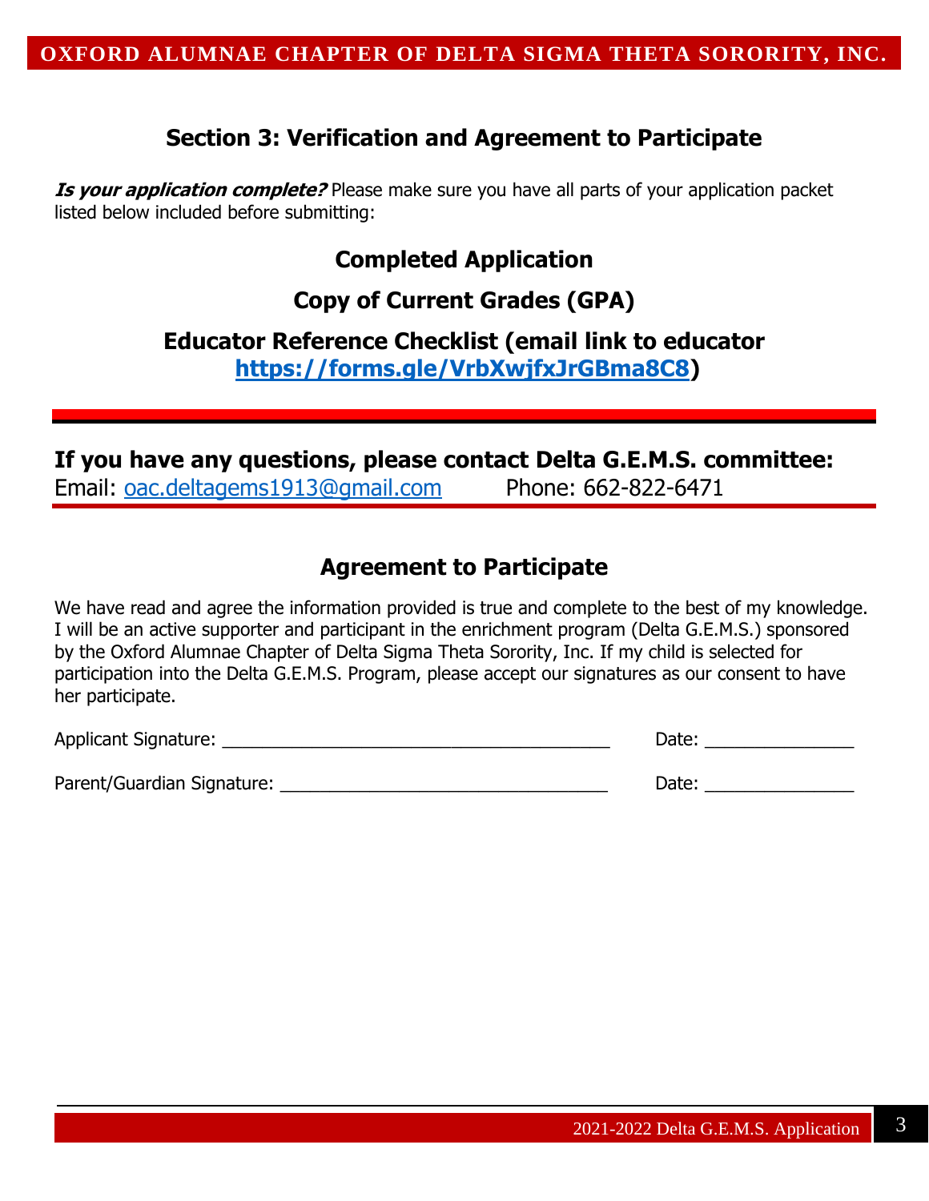## Section 3: Verification and Agreement to Participate

***Is your application complete?*** Please make sure you have all parts of your application packet listed below included before submitting:

**Completed Application**

**Copy of Current Grades (GPA)**

**Educator Reference Checklist (email link to educator https://forms.gle/VrbXwjfxJrGBma8C8)**

---

**If you have any questions, please contact Delta G.E.M.S. committee:**

Email: oac.deltagems1913@gmail.com Phone: 662-822-6471

---

### Agreement to Participate

We have read and agree the information provided is true and complete to the best of my knowledge. I will be an active supporter and participant in the enrichment program (Delta G.E.M.S.) sponsored by the Oxford Alumnae Chapter of Delta Sigma Theta Sorority, Inc. If my child is selected for participation into the Delta G.E.M.S. Program, please accept our signatures as our consent to have her participate.

Applicant Signature: _______________________________________ Date: _______________

Parent/Guardian Signature: __________________________________ Date: _______________